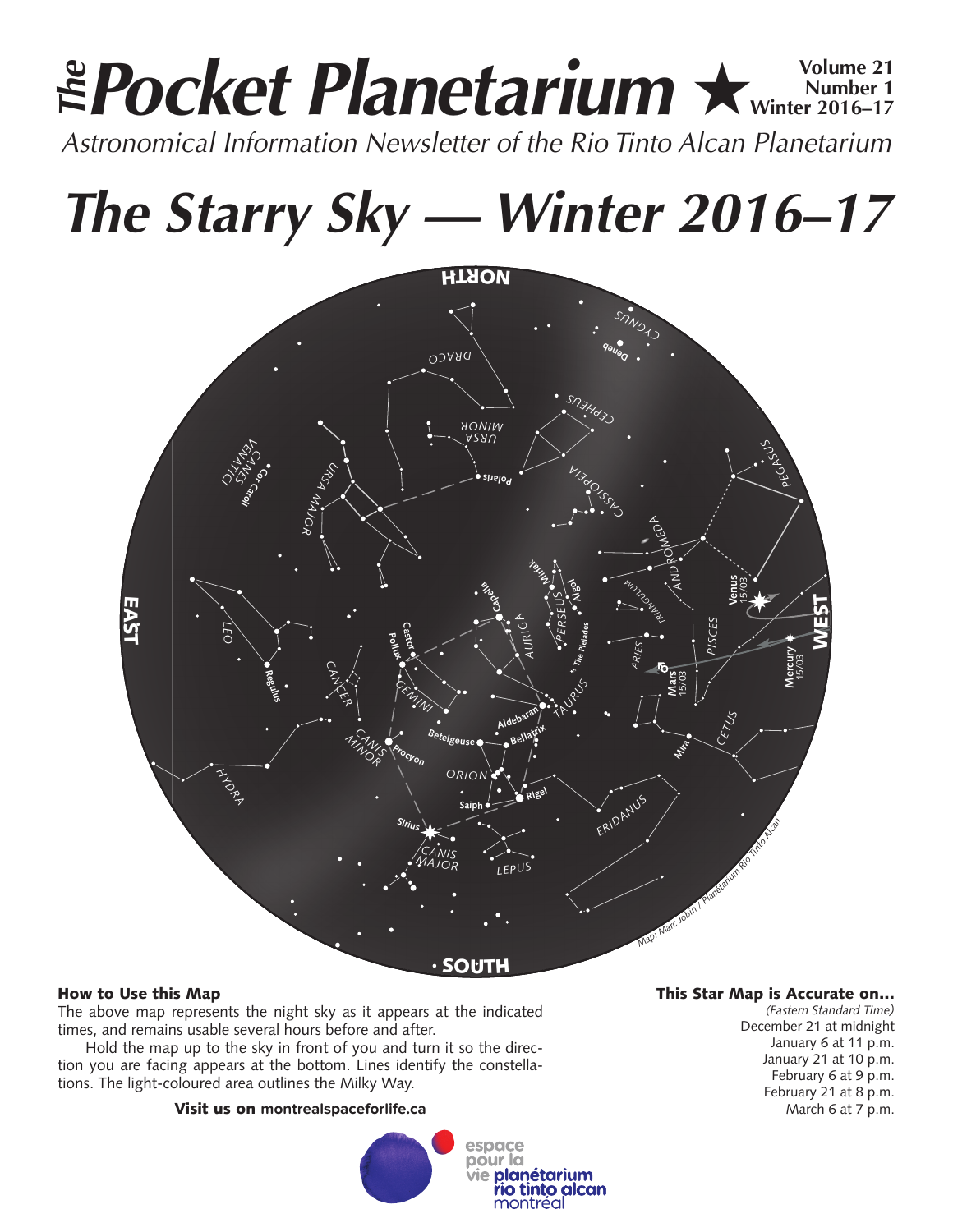# *The* Pocket Planetarium ★

**Volume 21**
**Number 1**
**Winter 2016–17**

*Astronomical Information Newsletter of the Rio Tinto Alcan Planetarium*

# *The Starry Sky — Winter 2016–17*

### How to Use this Map

The above map represents the night sky as it appears at the indicated times, and remains usable several hours before and after.

Hold the map up to the sky in front of you and turn it so the direction you are facing appears at the bottom. Lines identify the constellations. The light-coloured area outlines the Milky Way.

**Visit us on montrealspaceforlife.ca**

### This Star Map is Accurate on…

*(Eastern Standard Time)*
December 21 at midnight
January 6 at 11 p.m.
January 21 at 10 p.m.
February 6 at 9 p.m.
February 21 at 8 p.m.
March 6 at 7 p.m.

espace pour la vie planétarium rio tinto alcan montréal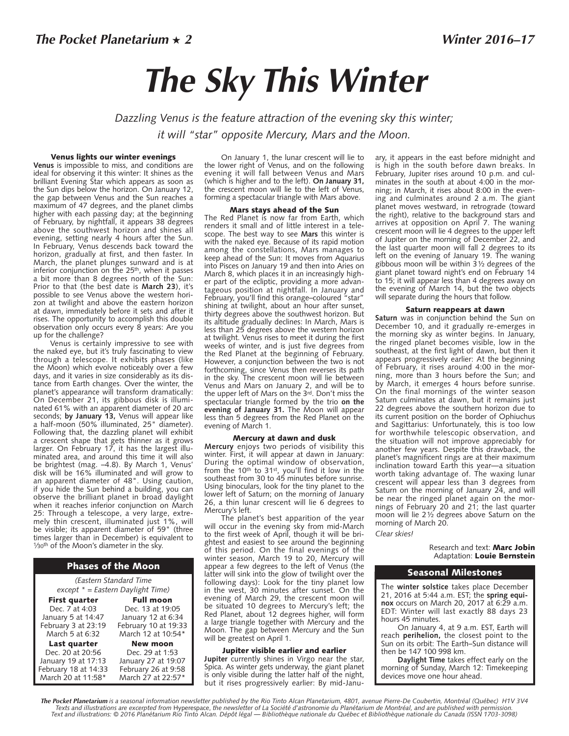# The Sky This Winter

*Dazzling Venus is the feature attraction of the evening sky this winter; it will "star" opposite Mercury, Mars and the Moon.*

### Venus lights our winter evenings

**Venus** is impossible to miss, and conditions are ideal for observing it this winter: It shines as the brilliant Evening Star which appears as soon as the Sun dips below the horizon. On January 12, the gap between Venus and the Sun reaches a maximum of 47 degrees, and the planet climbs higher with each passing day; at the beginning of February, by nightfall, it appears 38 degrees above the southwest horizon and shines all evening, setting nearly 4 hours after the Sun. In February, Venus descends back toward the horizon, gradually at first, and then faster. In March, the planet plunges sunward and is at inferior conjunction on the 25th, when it passes a bit more than 8 degrees north of the Sun: Prior to that (the best date is **March 23**), it's possible to see Venus above the western horizon at twilight and above the eastern horizon at dawn, immediately before it sets and after it rises. The opportunity to accomplish this double observation only occurs every 8 years: Are you up for the challenge?

Venus is certainly impressive to see with the naked eye, but it's truly fascinating to view through a telescope. It exhibits phases (like the Moon) which evolve noticeably over a few days, and it varies in size considerably as its distance from Earth changes. Over the winter, the planet's appearance will transform dramatically: On December 21, its gibbous disk is illuminated 61% with an apparent diameter of 20 arc seconds; **by January 13,** Venus will appear like a half-moon (50% illuminated, 25" diameter). Following that, the dazzling planet will exhibit a crescent shape that gets thinner as it grows larger. On February 17, it has the largest illuminated area, and around this time it will also be brightest (mag. –4.8). By March 1, Venus' disk will be 16% illuminated and will grow to an apparent diameter of 48". Using caution, if you hide the Sun behind a building, you can observe the brilliant planet in broad daylight when it reaches inferior conjunction on March 25: Through a telescope, a very large, extremely thin crescent, illuminated just 1%, will be visible; its apparent diameter of 59" (three times larger than in December) is equivalent to 1/30th of the Moon's diameter in the sky.

On January 1, the lunar crescent will lie to the lower right of Venus, and on the following evening it will fall between Venus and Mars (which is higher and to the left). **On January 31,** the crescent moon will lie to the left of Venus, forming a spectacular triangle with Mars above.

### Mars stays ahead of the Sun

The Red Planet is now far from Earth, which renders it small and of little interest in a telescope. The best way to see **Mars** this winter is with the naked eye. Because of its rapid motion among the constellations, Mars manages to keep ahead of the Sun: It moves from Aquarius into Pisces on January 19 and then into Aries on March 8, which places it in an increasingly higher part of the ecliptic, providing a more advantageous position at nightfall. In January and February, you'll find this orange–coloured "star" shining at twilight, about an hour after sunset, thirty degrees above the southwest horizon. But its altitude gradually declines: In March, Mars is less than 25 degrees above the western horizon at twilight. Venus rises to meet it during the first weeks of winter, and is just five degrees from the Red Planet at the beginning of February. However, a conjunction between the two is not forthcoming, since Venus then reverses its path in the sky. The crescent moon will lie between Venus and Mars on January 2, and will be to the upper left of Mars on the 3rd. Don't miss the spectacular triangle formed by the trio **on the evening of January 31.** The Moon will appear less than 5 degrees from the Red Planet on the evening of March 1.

### Mercury at dawn and dusk

**Mercury** enjoys two periods of visibility this winter. First, it will appear at dawn in January: During the optimal window of observation, from the 10th to 31st, you'll find it low in the southeast from 30 to 45 minutes before sunrise. Using binoculars, look for the tiny planet to the lower left of Saturn; on the morning of January 26, a thin lunar crescent will lie 6 degrees to Mercury's left.

The planet's best apparition of the year will occur in the evening sky from mid-March to the first week of April, though it will be brightest and easiest to see around the beginning of this period. On the final evenings of the winter season, March 19 to 20, Mercury will appear a few degrees to the left of Venus (the latter will sink into the glow of twilight over the following days): Look for the tiny planet low in the west, 30 minutes after sunset. On the evening of March 29, the crescent moon will be situated 10 degrees to Mercury's left; the Red Planet, about 12 degrees higher, will form a large triangle together with Mercury and the Moon. The gap between Mercury and the Sun will be greatest on April 1.

### Jupiter visible earlier and earlier

**Jupiter** currently shines in Virgo near the star, Spica. As winter gets underway, the giant planet is only visible during the latter half of the night, but it rises progressively earlier: By mid-January, it appears in the east before midnight and is high in the south before dawn breaks. In February, Jupiter rises around 10 p.m. and culminates in the south at about 4:00 in the morning; in March, it rises about 8:00 in the evening and culminates around 2 a.m. The giant planet moves westward, in retrograde (toward the right), relative to the background stars and arrives at opposition on April 7. The waning crescent moon will lie 4 degrees to the upper left of Jupiter on the morning of December 22, and the last quarter moon will fall 2 degrees to its left on the evening of January 19. The waning gibbous moon will be within 3½ degrees of the giant planet toward night's end on February 14 to 15; it will appear less than 4 degrees away on the evening of March 14, but the two objects will separate during the hours that follow.

### Saturn reappears at dawn

**Saturn** was in conjunction behind the Sun on December 10, and it gradually re-emerges in the morning sky as winter begins. In January, the ringed planet becomes visible, low in the southeast, at the first light of dawn, but then it appears progressively earlier: At the beginning of February, it rises around 4:00 in the morning, more than 3 hours before the Sun; and by March, it emerges 4 hours before sunrise. On the final mornings of the winter season Saturn culminates at dawn, but it remains just 22 degrees above the southern horizon due to its current position on the border of Ophiuchus and Sagittarius: Unfortunately, this is too low for worthwhile telescopic observation, and the situation will not improve appreciably for another few years. Despite this drawback, the planet's magnificent rings are at their maximum inclination toward Earth this year—a situation worth taking advantage of. The waxing lunar crescent will appear less than 3 degrees from Saturn on the morning of January 24, and will be near the ringed planet again on the mornings of February 20 and 21; the last quarter moon will lie 2½ degrees above Saturn on the morning of March 20.

*Clear skies!*

Research and text: **Marc Jobin**
Adaptation: **Louie Bernstein**

### Phases of the Moon

*(Eastern Standard Time except * = Eastern Daylight Time)*

| First quarter | Full moon |
|---|---|
| Dec. 7 at 4:03 | Dec. 13 at 19:05 |
| January 5 at 14:47 | January 12 at 6:34 |
| February 3 at 23:19 | February 10 at 19:33 |
| March 5 at 6:32 | March 12 at 10:54* |
| **Last quarter** | **New moon** |
| Dec. 20 at 20:56 | Dec. 29 at 1:53 |
| January 19 at 17:13 | January 27 at 19:07 |
| February 18 at 14:33 | February 26 at 9:58 |
| March 20 at 11:58* | March 27 at 22:57* |

### Seasonal Milestones

The **winter solstice** takes place December 21, 2016 at 5:44 a.m. EST; the **spring equinox** occurs on March 20, 2017 at 6:29 a.m. EDT: Winter will last exactly 88 days 23 hours 45 minutes.

On January 4, at 9 a.m. EST, Earth will reach **perihelion,** the closest point to the Sun on its orbit: The Earth–Sun distance will then be 147 100 998 km.

**Daylight Time** takes effect early on the morning of Sunday, March 12: Timekeeping devices move one hour ahead.

*The Pocket Planetarium* is a seasonal information newsletter published by the Rio Tinto Alcan Planetarium, 4801, avenue Pierre-De Coubertin, Montréal (Québec) H1V 3V4
*Texts and illustrations are excerpted from* Hyperespace*, the newsletter of La Société d'astronomie du Planétarium de Montréal, and are published with permission.*
*Text and illustrations: © 2016 Planétarium Rio Tinto Alcan. Dépôt légal — Bibliothèque nationale du Québec et Bibliothèque nationale du Canada (ISSN 1703-3098)*